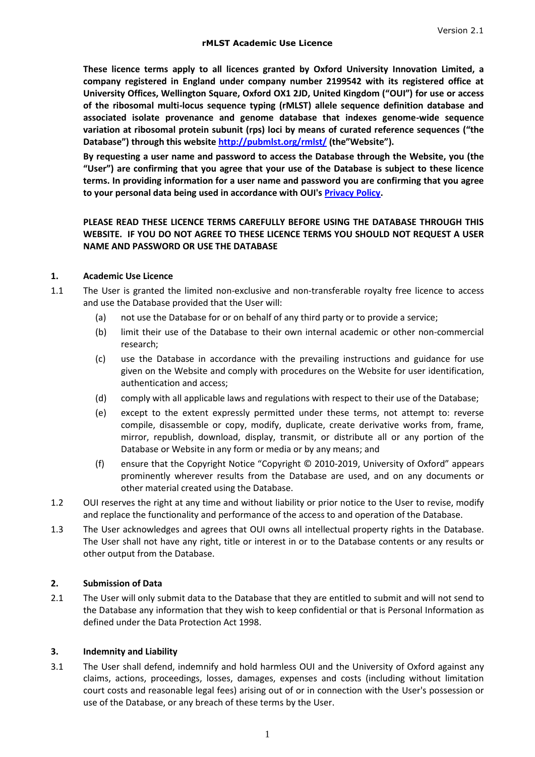Version 2.1

# rMLST Academic Use Licence

**These licence terms apply to all licences granted by Oxford University Innovation Limited, a company registered in England under company number 2199542 with its registered office at University Offices, Wellington Square, Oxford OX1 2JD, United Kingdom ("OUI") for use or access of the ribosomal multi-locus sequence typing (rMLST) allele sequence definition database and associated isolate provenance and genome database that indexes genome-wide sequence variation at ribosomal protein subunit (rps) loci by means of curated reference sequences ("the Database") through this website [http://pubmlst.org/rmlst/](http://pubmlst.org/rmlst/) (the"Website").**

**By requesting a user name and password to access the Database through the Website, you (the "User") are confirming that you agree that your use of the Database is subject to these licence terms. In providing information for a user name and password you are confirming that you agree to your personal data being used in accordance with OUI's Privacy Policy.**

**PLEASE READ THESE LICENCE TERMS CAREFULLY BEFORE USING THE DATABASE THROUGH THIS WEBSITE. IF YOU DO NOT AGREE TO THESE LICENCE TERMS YOU SHOULD NOT REQUEST A USER NAME AND PASSWORD OR USE THE DATABASE**

## 1. Academic Use Licence

1.1 The User is granted the limited non-exclusive and non-transferable royalty free licence to access and use the Database provided that the User will:

(a) not use the Database for or on behalf of any third party or to provide a service;

(b) limit their use of the Database to their own internal academic or other non-commercial research;

(c) use the Database in accordance with the prevailing instructions and guidance for use given on the Website and comply with procedures on the Website for user identification, authentication and access;

(d) comply with all applicable laws and regulations with respect to their use of the Database;

(e) except to the extent expressly permitted under these terms, not attempt to: reverse compile, disassemble or copy, modify, duplicate, create derivative works from, frame, mirror, republish, download, display, transmit, or distribute all or any portion of the Database or Website in any form or media or by any means; and

(f) ensure that the Copyright Notice "Copyright © 2010-2019, University of Oxford" appears prominently wherever results from the Database are used, and on any documents or other material created using the Database.

1.2 OUI reserves the right at any time and without liability or prior notice to the User to revise, modify and replace the functionality and performance of the access to and operation of the Database.

1.3 The User acknowledges and agrees that OUI owns all intellectual property rights in the Database. The User shall not have any right, title or interest in or to the Database contents or any results or other output from the Database.

## 2. Submission of Data

2.1 The User will only submit data to the Database that they are entitled to submit and will not send to the Database any information that they wish to keep confidential or that is Personal Information as defined under the Data Protection Act 1998.

## 3. Indemnity and Liability

3.1 The User shall defend, indemnify and hold harmless OUI and the University of Oxford against any claims, actions, proceedings, losses, damages, expenses and costs (including without limitation court costs and reasonable legal fees) arising out of or in connection with the User's possession or use of the Database, or any breach of these terms by the User.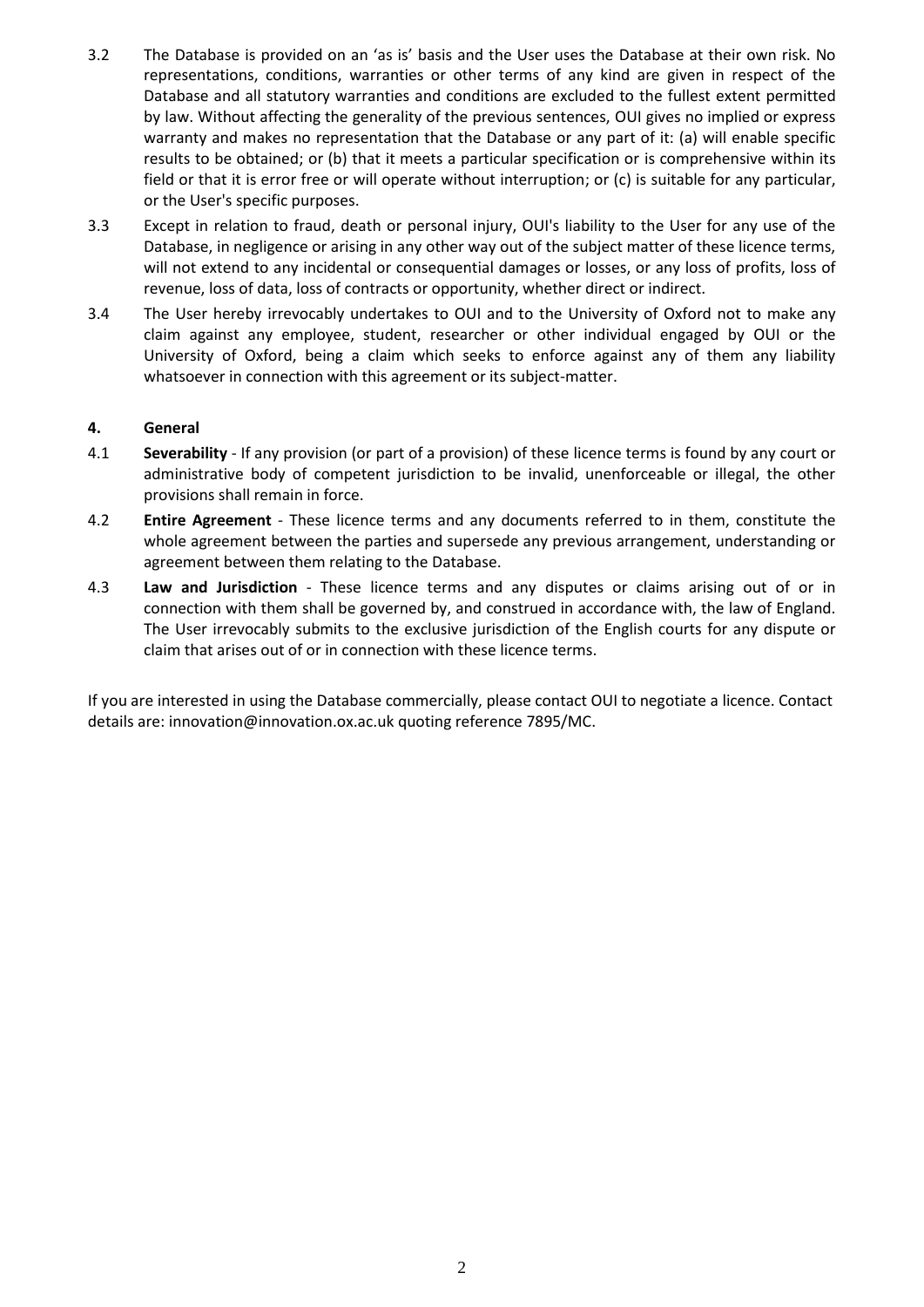3.2 The Database is provided on an 'as is' basis and the User uses the Database at their own risk. No representations, conditions, warranties or other terms of any kind are given in respect of the Database and all statutory warranties and conditions are excluded to the fullest extent permitted by law. Without affecting the generality of the previous sentences, OUI gives no implied or express warranty and makes no representation that the Database or any part of it: (a) will enable specific results to be obtained; or (b) that it meets a particular specification or is comprehensive within its field or that it is error free or will operate without interruption; or (c) is suitable for any particular, or the User's specific purposes.

3.3 Except in relation to fraud, death or personal injury, OUI's liability to the User for any use of the Database, in negligence or arising in any other way out of the subject matter of these licence terms, will not extend to any incidental or consequential damages or losses, or any loss of profits, loss of revenue, loss of data, loss of contracts or opportunity, whether direct or indirect.

3.4 The User hereby irrevocably undertakes to OUI and to the University of Oxford not to make any claim against any employee, student, researcher or other individual engaged by OUI or the University of Oxford, being a claim which seeks to enforce against any of them any liability whatsoever in connection with this agreement or its subject-matter.

**4. General**

4.1 **Severability** - If any provision (or part of a provision) of these licence terms is found by any court or administrative body of competent jurisdiction to be invalid, unenforceable or illegal, the other provisions shall remain in force.

4.2 **Entire Agreement** - These licence terms and any documents referred to in them, constitute the whole agreement between the parties and supersede any previous arrangement, understanding or agreement between them relating to the Database.

4.3 **Law and Jurisdiction** - These licence terms and any disputes or claims arising out of or in connection with them shall be governed by, and construed in accordance with, the law of England. The User irrevocably submits to the exclusive jurisdiction of the English courts for any dispute or claim that arises out of or in connection with these licence terms.

If you are interested in using the Database commercially, please contact OUI to negotiate a licence. Contact details are: innovation@innovation.ox.ac.uk quoting reference 7895/MC.